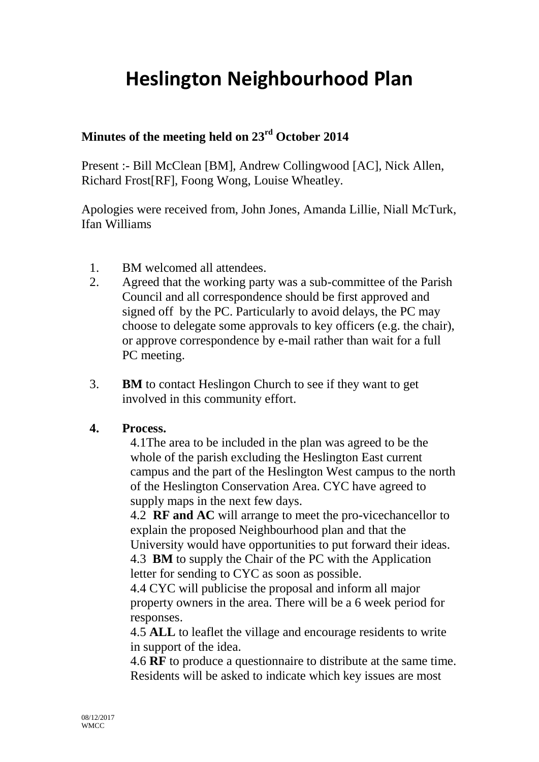# Heslington Neighbourhood Plan

**Minutes of the meeting held on 23rd October 2014**

Present :- Bill McClean [BM], Andrew Collingwood [AC], Nick Allen, Richard Frost[RF], Foong Wong, Louise Wheatley.

Apologies were received from, John Jones, Amanda Lillie, Niall McTurk, Ifan Williams

1. BM welcomed all attendees.
2. Agreed that the working party was a sub-committee of the Parish Council and all correspondence should be first approved and signed off by the PC. Particularly to avoid delays, the PC may choose to delegate some approvals to key officers (e.g. the chair), or approve correspondence by e-mail rather than wait for a full PC meeting.
3. **BM** to contact Heslingon Church to see if they want to get involved in this community effort.
4. **Process.**

   4.1The area to be included in the plan was agreed to be the whole of the parish excluding the Heslington East current campus and the part of the Heslington West campus to the north of the Heslington Conservation Area. CYC have agreed to supply maps in the next few days.

   4.2 **RF and AC** will arrange to meet the pro-vicechancellor to explain the proposed Neighbourhood plan and that the University would have opportunities to put forward their ideas.

   4.3 **BM** to supply the Chair of the PC with the Application letter for sending to CYC as soon as possible.

   4.4 CYC will publicise the proposal and inform all major property owners in the area. There will be a 6 week period for responses.

   4.5 **ALL** to leaflet the village and encourage residents to write in support of the idea.

   4.6 **RF** to produce a questionnaire to distribute at the same time. Residents will be asked to indicate which key issues are most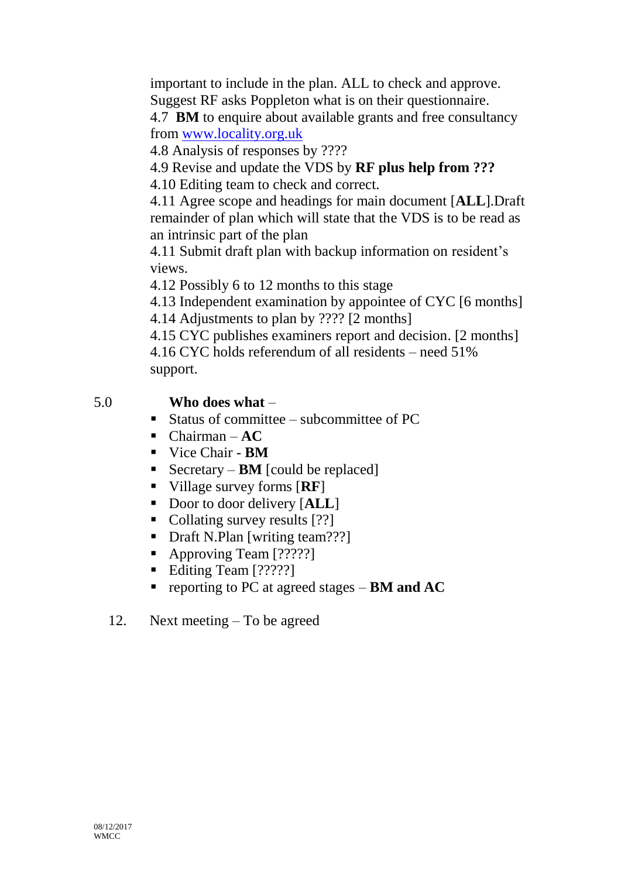important to include in the plan. ALL to check and approve. Suggest RF asks Poppleton what is on their questionnaire.

4.7 **BM** to enquire about available grants and free consultancy from [www.locality.org.uk](http://www.locality.org.uk)

4.8 Analysis of responses by ????

4.9 Revise and update the VDS by **RF plus help from ???**

4.10 Editing team to check and correct.

4.11 Agree scope and headings for main document [**ALL**].Draft remainder of plan which will state that the VDS is to be read as an intrinsic part of the plan

4.11 Submit draft plan with backup information on resident's views.

4.12 Possibly 6 to 12 months to this stage

4.13 Independent examination by appointee of CYC [6 months]

4.14 Adjustments to plan by ???? [2 months]

4.15 CYC publishes examiners report and decision. [2 months]

4.16 CYC holds referendum of all residents – need 51% support.

5.0 **Who does what** –

- Status of committee – subcommittee of PC
- Chairman – **AC**
- Vice Chair - **BM**
- Secretary – **BM** [could be replaced]
- Village survey forms [**RF**]
- Door to door delivery [**ALL**]
- Collating survey results [??]
- Draft N.Plan [writing team???]
- Approving Team [?????]
- Editing Team [?????]
- reporting to PC at agreed stages – **BM and AC**

12. Next meeting – To be agreed

08/12/2017
WMCC